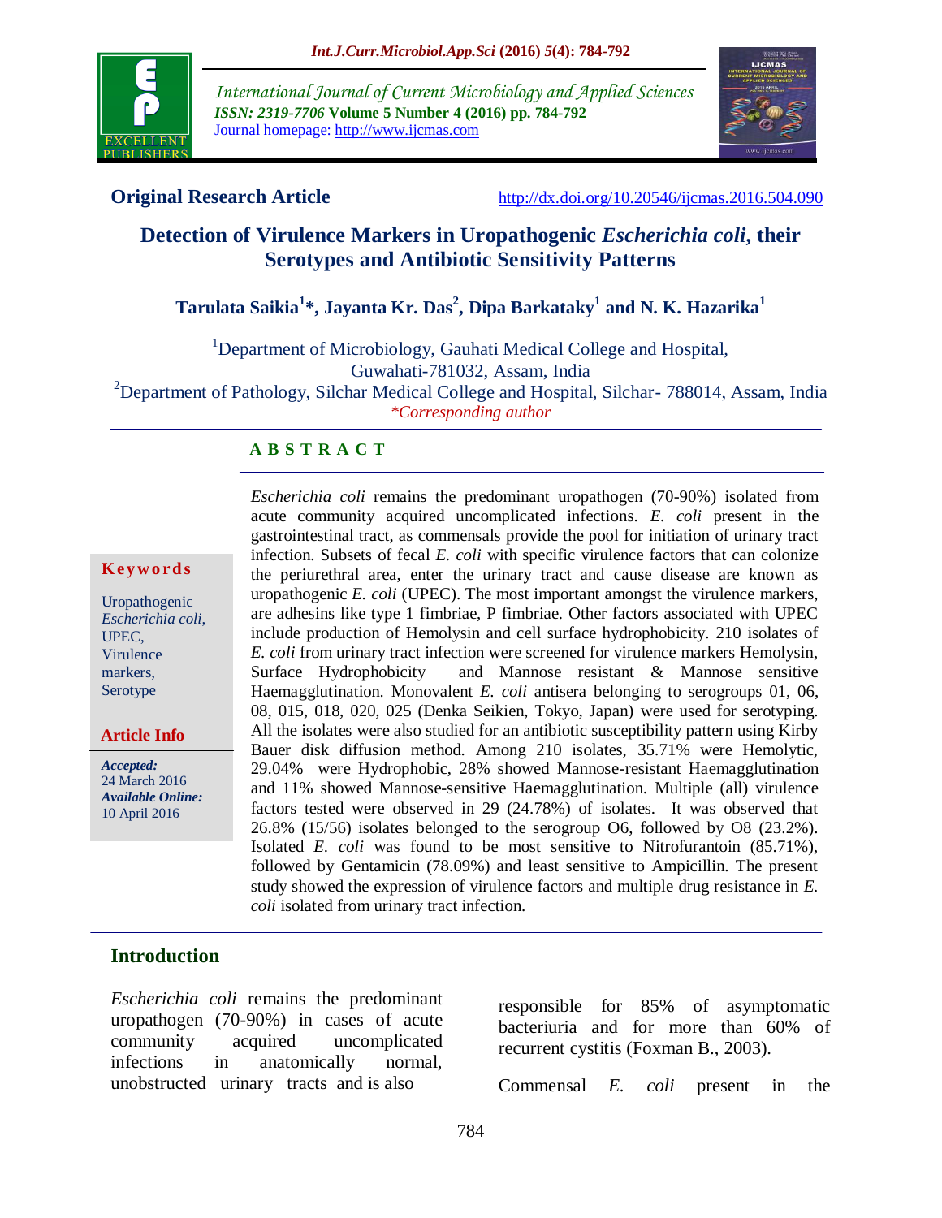International Journal of Current Microbiology and Applied Sciences
*ISSN: 2319-7706* **Volume 5 Number 4 (2016) pp. 784-792**
Journal homepage: http://www.ijcmas.com

**Original Research Article** http://dx.doi.org/10.20546/ijcmas.2016.504.090

# Detection of Virulence Markers in Uropathogenic *Escherichia coli*, their Serotypes and Antibiotic Sensitivity Patterns

**Tarulata Saikia[1]*, Jayanta Kr. Das[2], Dipa Barkataky[1] and N. K. Hazarika[1]**

[1]Department of Microbiology, Gauhati Medical College and Hospital, Guwahati-781032, Assam, India
[2]Department of Pathology, Silchar Medical College and Hospital, Silchar- 788014, Assam, India
*Corresponding author

## ABSTRACT

**Keywords**

Uropathogenic *Escherichia coli*, UPEC, Virulence markers, Serotype

**Article Info**

***Accepted:*** 24 March 2016
***Available Online:*** 10 April 2016

*Escherichia coli* remains the predominant uropathogen (70-90%) isolated from acute community acquired uncomplicated infections. *E. coli* present in the gastrointestinal tract, as commensals provide the pool for initiation of urinary tract infection. Subsets of fecal *E. coli* with specific virulence factors that can colonize the periurethral area, enter the urinary tract and cause disease are known as uropathogenic *E. coli* (UPEC). The most important amongst the virulence markers, are adhesins like type 1 fimbriae, P fimbriae. Other factors associated with UPEC include production of Hemolysin and cell surface hydrophobicity. 210 isolates of *E. coli* from urinary tract infection were screened for virulence markers Hemolysin, Surface Hydrophobicity and Mannose resistant & Mannose sensitive Haemagglutination. Monovalent *E. coli* antisera belonging to serogroups 01, 06, 08, 015, 018, 020, 025 (Denka Seikien, Tokyo, Japan) were used for serotyping. All the isolates were also studied for an antibiotic susceptibility pattern using Kirby Bauer disk diffusion method. Among 210 isolates, 35.71% were Hemolytic, 29.04% were Hydrophobic, 28% showed Mannose-resistant Haemagglutination and 11% showed Mannose-sensitive Haemagglutination. Multiple (all) virulence factors tested were observed in 29 (24.78%) of isolates. It was observed that 26.8% (15/56) isolates belonged to the serogroup O6, followed by O8 (23.2%). Isolated *E. coli* was found to be most sensitive to Nitrofurantoin (85.71%), followed by Gentamicin (78.09%) and least sensitive to Ampicillin. The present study showed the expression of virulence factors and multiple drug resistance in *E. coli* isolated from urinary tract infection.

## Introduction

*Escherichia coli* remains the predominant uropathogen (70-90%) in cases of acute community acquired uncomplicated infections in anatomically normal, unobstructed urinary tracts and is also responsible for 85% of asymptomatic bacteriuria and for more than 60% of recurrent cystitis (Foxman B., 2003).

Commensal *E. coli* present in the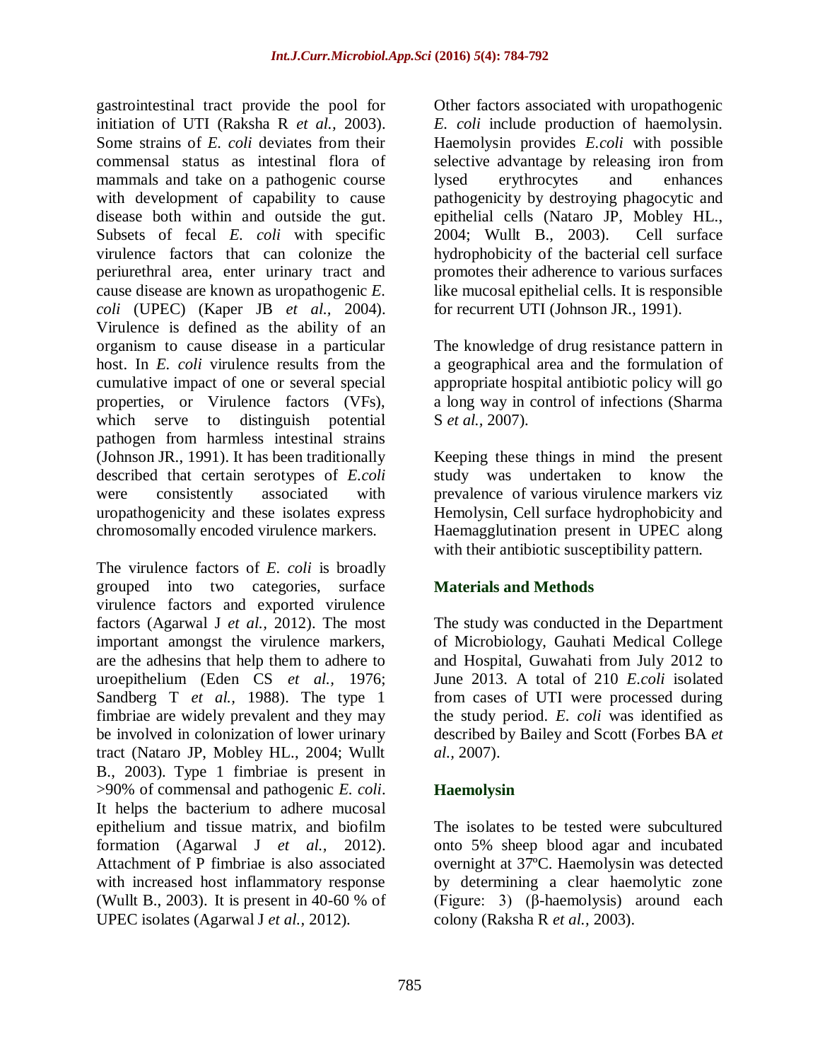gastrointestinal tract provide the pool for initiation of UTI (Raksha R *et al.,* 2003). Some strains of *E. coli* deviates from their commensal status as intestinal flora of mammals and take on a pathogenic course with development of capability to cause disease both within and outside the gut. Subsets of fecal *E. coli* with specific virulence factors that can colonize the periurethral area, enter urinary tract and cause disease are known as uropathogenic *E. coli* (UPEC) (Kaper JB *et al.,* 2004). Virulence is defined as the ability of an organism to cause disease in a particular host. In *E. coli* virulence results from the cumulative impact of one or several special properties, or Virulence factors (VFs), which serve to distinguish potential pathogen from harmless intestinal strains (Johnson JR., 1991). It has been traditionally described that certain serotypes of *E.coli* were consistently associated with uropathogenicity and these isolates express chromosomally encoded virulence markers.

The virulence factors of *E. coli* is broadly grouped into two categories, surface virulence factors and exported virulence factors (Agarwal J *et al.,* 2012). The most important amongst the virulence markers, are the adhesins that help them to adhere to uroepithelium (Eden CS *et al.,* 1976; Sandberg T *et al.,* 1988). The type 1 fimbriae are widely prevalent and they may be involved in colonization of lower urinary tract (Nataro JP, Mobley HL., 2004; Wullt B., 2003). Type 1 fimbriae is present in >90% of commensal and pathogenic *E. coli*. It helps the bacterium to adhere mucosal epithelium and tissue matrix, and biofilm formation (Agarwal J *et al.,* 2012). Attachment of P fimbriae is also associated with increased host inflammatory response (Wullt B., 2003). It is present in 40-60 % of UPEC isolates (Agarwal J *et al.,* 2012).

Other factors associated with uropathogenic *E. coli* include production of haemolysin. Haemolysin provides *E.coli* with possible selective advantage by releasing iron from lysed erythrocytes and enhances pathogenicity by destroying phagocytic and epithelial cells (Nataro JP, Mobley HL., 2004; Wullt B., 2003). Cell surface hydrophobicity of the bacterial cell surface promotes their adherence to various surfaces like mucosal epithelial cells. It is responsible for recurrent UTI (Johnson JR., 1991).

The knowledge of drug resistance pattern in a geographical area and the formulation of appropriate hospital antibiotic policy will go a long way in control of infections (Sharma S *et al.,* 2007).

Keeping these things in mind the present study was undertaken to know the prevalence of various virulence markers viz Hemolysin, Cell surface hydrophobicity and Haemagglutination present in UPEC along with their antibiotic susceptibility pattern.

## Materials and Methods

The study was conducted in the Department of Microbiology, Gauhati Medical College and Hospital, Guwahati from July 2012 to June 2013. A total of 210 *E.coli* isolated from cases of UTI were processed during the study period. *E. coli* was identified as described by Bailey and Scott (Forbes BA *et al.,* 2007).

## Haemolysin

The isolates to be tested were subcultured onto 5% sheep blood agar and incubated overnight at 37ºC. Haemolysin was detected by determining a clear haemolytic zone (Figure: 3) (β-haemolysis) around each colony (Raksha R *et al.,* 2003).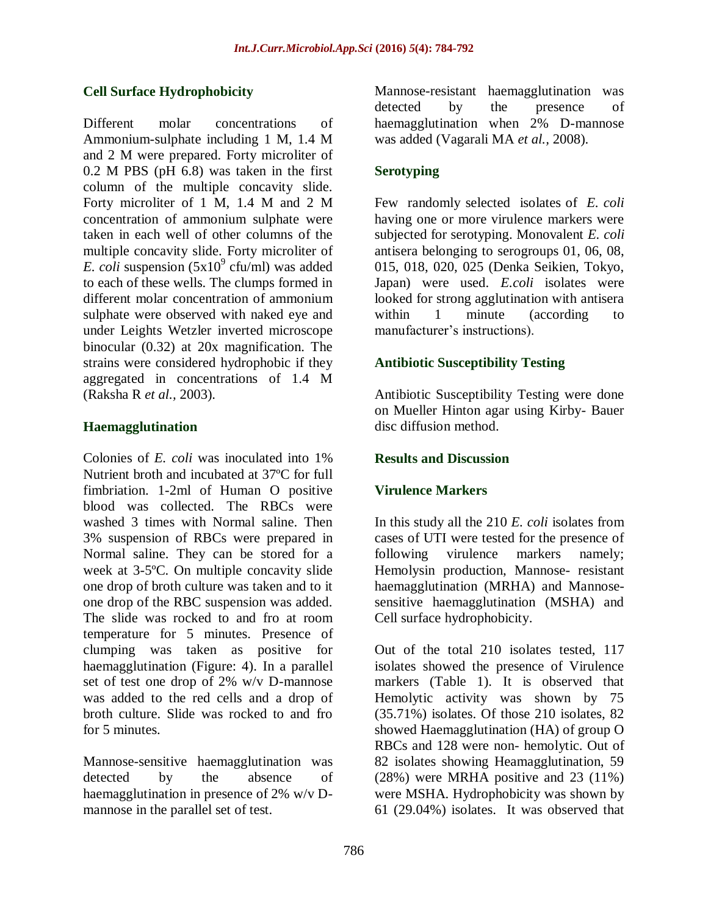### Cell Surface Hydrophobicity

Different molar concentrations of Ammonium-sulphate including 1 M, 1.4 M and 2 M were prepared. Forty microliter of 0.2 M PBS (pH 6.8) was taken in the first column of the multiple concavity slide. Forty microliter of 1 M, 1.4 M and 2 M concentration of ammonium sulphate were taken in each well of other columns of the multiple concavity slide. Forty microliter of *E. coli* suspension ($5x10^9$ cfu/ml) was added to each of these wells. The clumps formed in different molar concentration of ammonium sulphate were observed with naked eye and under Leights Wetzler inverted microscope binocular (0.32) at 20x magnification. The strains were considered hydrophobic if they aggregated in concentrations of 1.4 M (Raksha R *et al.,* 2003).

### Haemagglutination

Colonies of *E. coli* was inoculated into 1% Nutrient broth and incubated at 37ºC for full fimbriation. 1-2ml of Human O positive blood was collected. The RBCs were washed 3 times with Normal saline. Then 3% suspension of RBCs were prepared in Normal saline. They can be stored for a week at 3-5ºC. On multiple concavity slide one drop of broth culture was taken and to it one drop of the RBC suspension was added. The slide was rocked to and fro at room temperature for 5 minutes. Presence of clumping was taken as positive for haemagglutination (Figure: 4). In a parallel set of test one drop of 2% w/v D-mannose was added to the red cells and a drop of broth culture. Slide was rocked to and fro for 5 minutes.

Mannose-sensitive haemagglutination was detected by the absence of haemagglutination in presence of 2% w/v D-mannose in the parallel set of test.

Mannose-resistant haemagglutination was detected by the presence of haemagglutination when 2% D-mannose was added (Vagarali MA *et al.,* 2008).

### Serotyping

Few randomly selected isolates of *E. coli* having one or more virulence markers were subjected for serotyping. Monovalent *E. coli* antisera belonging to serogroups 01, 06, 08, 015, 018, 020, 025 (Denka Seikien, Tokyo, Japan) were used. *E.coli* isolates were looked for strong agglutination with antisera within 1 minute (according to manufacturer's instructions).

### Antibiotic Susceptibility Testing

Antibiotic Susceptibility Testing were done on Mueller Hinton agar using Kirby- Bauer disc diffusion method.

## Results and Discussion

### Virulence Markers

In this study all the 210 *E. coli* isolates from cases of UTI were tested for the presence of following virulence markers namely; Hemolysin production, Mannose- resistant haemagglutination (MRHA) and Mannose-sensitive haemagglutination (MSHA) and Cell surface hydrophobicity.

Out of the total 210 isolates tested, 117 isolates showed the presence of Virulence markers (Table 1). It is observed that Hemolytic activity was shown by 75 (35.71%) isolates. Of those 210 isolates, 82 showed Haemagglutination (HA) of group O RBCs and 128 were non- hemolytic. Out of 82 isolates showing Heamagglutination, 59 (28%) were MRHA positive and 23 (11%) were MSHA. Hydrophobicity was shown by 61 (29.04%) isolates. It was observed that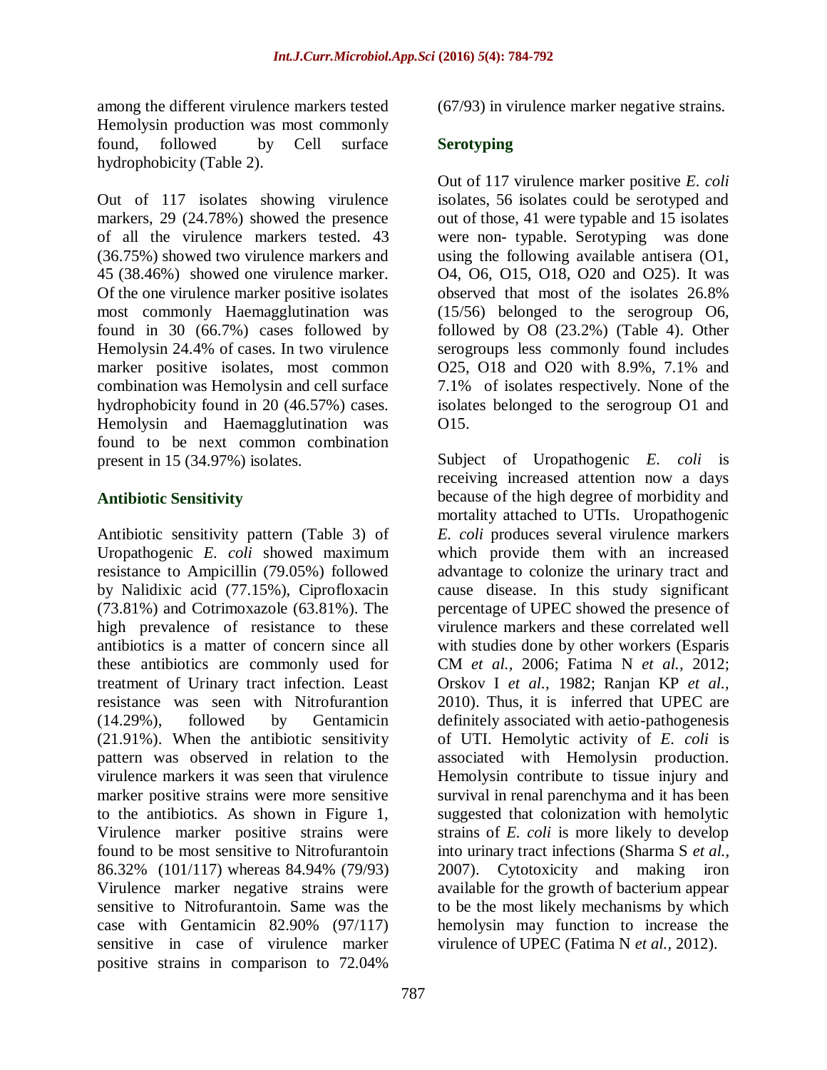among the different virulence markers tested Hemolysin production was most commonly found, followed by Cell surface hydrophobicity (Table 2).

Out of 117 isolates showing virulence markers, 29 (24.78%) showed the presence of all the virulence markers tested. 43 (36.75%) showed two virulence markers and 45 (38.46%) showed one virulence marker. Of the one virulence marker positive isolates most commonly Haemagglutination was found in 30 (66.7%) cases followed by Hemolysin 24.4% of cases. In two virulence marker positive isolates, most common combination was Hemolysin and cell surface hydrophobicity found in 20 (46.57%) cases. Hemolysin and Haemagglutination was found to be next common combination present in 15 (34.97%) isolates.

## Antibiotic Sensitivity

Antibiotic sensitivity pattern (Table 3) of Uropathogenic *E. coli* showed maximum resistance to Ampicillin (79.05%) followed by Nalidixic acid (77.15%), Ciprofloxacin (73.81%) and Cotrimoxazole (63.81%). The high prevalence of resistance to these antibiotics is a matter of concern since all these antibiotics are commonly used for treatment of Urinary tract infection. Least resistance was seen with Nitrofurantion (14.29%), followed by Gentamicin (21.91%). When the antibiotic sensitivity pattern was observed in relation to the virulence markers it was seen that virulence marker positive strains were more sensitive to the antibiotics. As shown in Figure 1, Virulence marker positive strains were found to be most sensitive to Nitrofurantoin 86.32% (101/117) whereas 84.94% (79/93) Virulence marker negative strains were sensitive to Nitrofurantoin. Same was the case with Gentamicin 82.90% (97/117) sensitive in case of virulence marker positive strains in comparison to 72.04% (67/93) in virulence marker negative strains.

## Serotyping

Out of 117 virulence marker positive *E. coli* isolates, 56 isolates could be serotyped and out of those, 41 were typable and 15 isolates were non- typable. Serotyping was done using the following available antisera (O1, O4, O6, O15, O18, O20 and O25). It was observed that most of the isolates 26.8% (15/56) belonged to the serogroup O6, followed by O8 (23.2%) (Table 4). Other serogroups less commonly found includes O25, O18 and O20 with 8.9%, 7.1% and 7.1% of isolates respectively. None of the isolates belonged to the serogroup O1 and O15.

Subject of Uropathogenic *E. coli* is receiving increased attention now a days because of the high degree of morbidity and mortality attached to UTIs. Uropathogenic *E. coli* produces several virulence markers which provide them with an increased advantage to colonize the urinary tract and cause disease. In this study significant percentage of UPEC showed the presence of virulence markers and these correlated well with studies done by other workers (Esparis CM *et al.,* 2006; Fatima N *et al.,* 2012; Orskov I *et al.,* 1982; Ranjan KP *et al.,* 2010). Thus, it is inferred that UPEC are definitely associated with aetio-pathogenesis of UTI. Hemolytic activity of *E. coli* is associated with Hemolysin production. Hemolysin contribute to tissue injury and survival in renal parenchyma and it has been suggested that colonization with hemolytic strains of *E. coli* is more likely to develop into urinary tract infections (Sharma S *et al.,* 2007). Cytotoxicity and making iron available for the growth of bacterium appear to be the most likely mechanisms by which hemolysin may function to increase the virulence of UPEC (Fatima N *et al.,* 2012).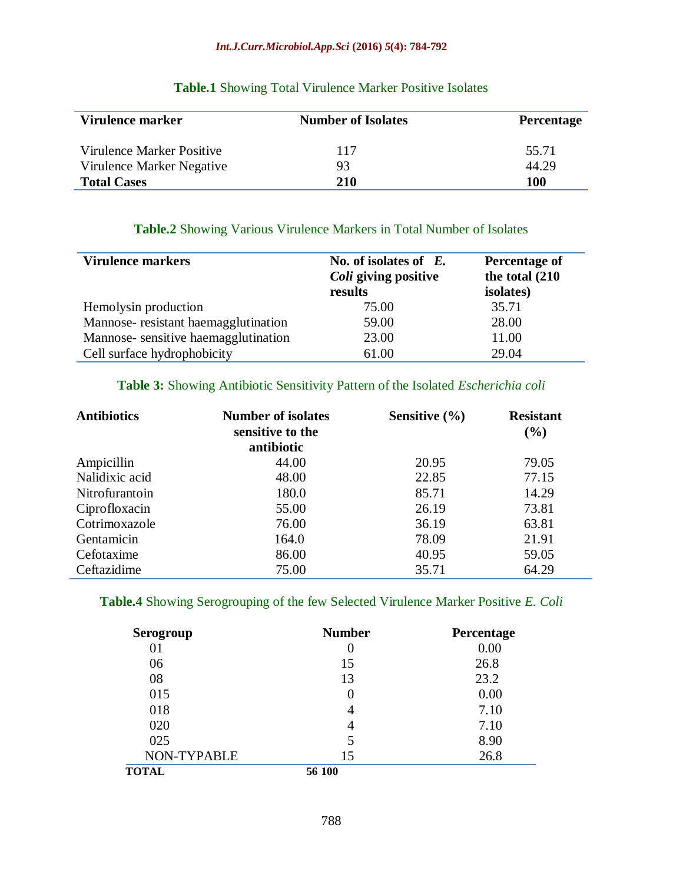**Table.1** Showing Total Virulence Marker Positive Isolates

| Virulence marker | Number of Isolates | Percentage |
|---|---|---|
| Virulence Marker Positive | 117 | 55.71 |
| Virulence Marker Negative | 93 | 44.29 |
| **Total Cases** | **210** | **100** |

**Table.2** Showing Various Virulence Markers in Total Number of Isolates

| Virulence markers | No. of isolates of *E. Coli* giving positive results | Percentage of the total (210 isolates) |
|---|---|---|
| Hemolysin production | 75.00 | 35.71 |
| Mannose- resistant haemagglutination | 59.00 | 28.00 |
| Mannose- sensitive haemagglutination | 23.00 | 11.00 |
| Cell surface hydrophobicity | 61.00 | 29.04 |

**Table 3:** Showing Antibiotic Sensitivity Pattern of the Isolated *Escherichia coli*

| Antibiotics | Number of isolates sensitive to the antibiotic | Sensitive (%) | Resistant (%) |
|---|---|---|---|
| Ampicillin | 44.00 | 20.95 | 79.05 |
| Nalidixic acid | 48.00 | 22.85 | 77.15 |
| Nitrofurantoin | 180.0 | 85.71 | 14.29 |
| Ciprofloxacin | 55.00 | 26.19 | 73.81 |
| Cotrimoxazole | 76.00 | 36.19 | 63.81 |
| Gentamicin | 164.0 | 78.09 | 21.91 |
| Cefotaxime | 86.00 | 40.95 | 59.05 |
| Ceftazidime | 75.00 | 35.71 | 64.29 |

**Table.4** Showing Serogrouping of the few Selected Virulence Marker Positive *E. Coli*

| Serogroup | Number | Percentage |
|---|---|---|
| 01 | 0 | 0.00 |
| 06 | 15 | 26.8 |
| 08 | 13 | 23.2 |
| 015 | 0 | 0.00 |
| 018 | 4 | 7.10 |
| 020 | 4 | 7.10 |
| 025 | 5 | 8.90 |
| NON-TYPABLE | 15 | 26.8 |
| **TOTAL** | **56 100** | |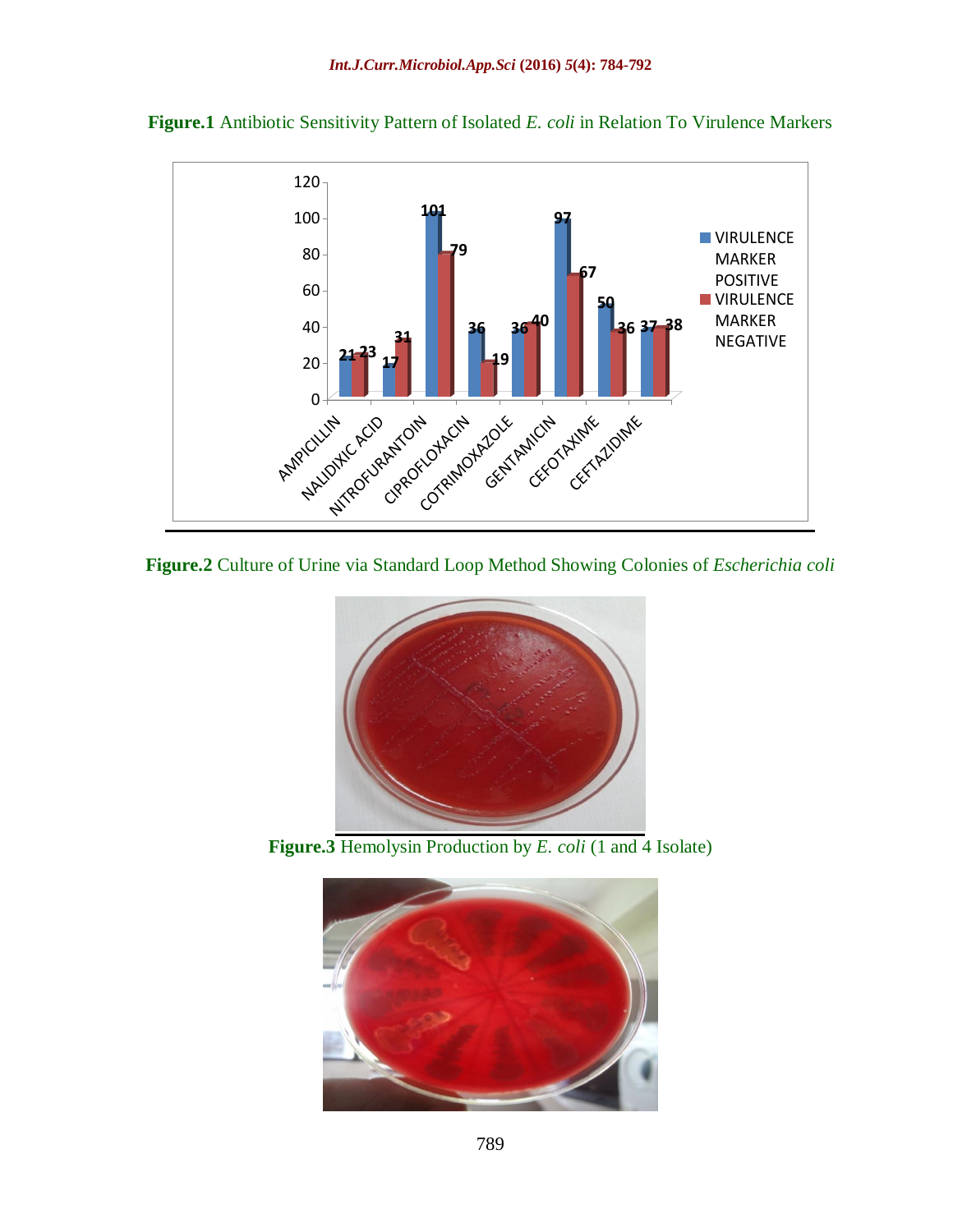**Figure.1** Antibiotic Sensitivity Pattern of Isolated *E. coli* in Relation To Virulence Markers

**Figure.2** Culture of Urine via Standard Loop Method Showing Colonies of *Escherichia coli*

**Figure.3** Hemolysin Production by *E. coli* (1 and 4 Isolate)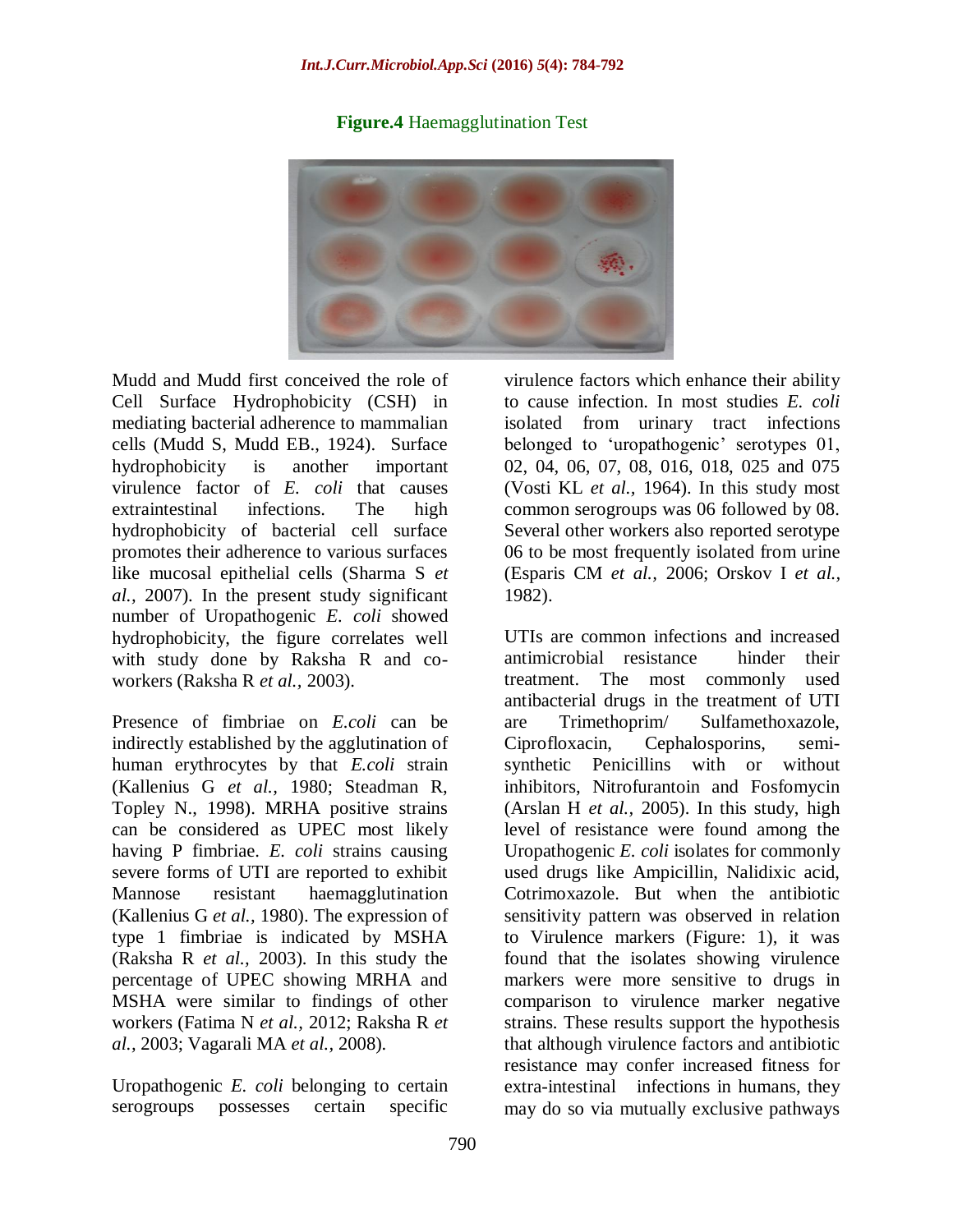**Figure.4** Haemagglutination Test

Mudd and Mudd first conceived the role of Cell Surface Hydrophobicity (CSH) in mediating bacterial adherence to mammalian cells (Mudd S, Mudd EB., 1924). Surface hydrophobicity is another important virulence factor of *E. coli* that causes extraintestinal infections. The high hydrophobicity of bacterial cell surface promotes their adherence to various surfaces like mucosal epithelial cells (Sharma S *et al.,* 2007). In the present study significant number of Uropathogenic *E. coli* showed hydrophobicity, the figure correlates well with study done by Raksha R and co-workers (Raksha R *et al.,* 2003).

Presence of fimbriae on *E.coli* can be indirectly established by the agglutination of human erythrocytes by that *E.coli* strain (Kallenius G *et al.,* 1980; Steadman R, Topley N., 1998). MRHA positive strains can be considered as UPEC most likely having P fimbriae. *E. coli* strains causing severe forms of UTI are reported to exhibit Mannose resistant haemagglutination (Kallenius G *et al.,* 1980). The expression of type 1 fimbriae is indicated by MSHA (Raksha R *et al.,* 2003). In this study the percentage of UPEC showing MRHA and MSHA were similar to findings of other workers (Fatima N *et al.,* 2012; Raksha R *et al.,* 2003; Vagarali MA *et al.,* 2008).

Uropathogenic *E. coli* belonging to certain serogroups possesses certain specific virulence factors which enhance their ability to cause infection. In most studies *E. coli* isolated from urinary tract infections belonged to 'uropathogenic' serotypes 01, 02, 04, 06, 07, 08, 016, 018, 025 and 075 (Vosti KL *et al.,* 1964). In this study most common serogroups was 06 followed by 08. Several other workers also reported serotype 06 to be most frequently isolated from urine (Esparis CM *et al.,* 2006; Orskov I *et al.,* 1982).

UTIs are common infections and increased antimicrobial resistance hinder their treatment. The most commonly used antibacterial drugs in the treatment of UTI are Trimethoprim/ Sulfamethoxazole, Ciprofloxacin, Cephalosporins, semi-synthetic Penicillins with or without inhibitors, Nitrofurantoin and Fosfomycin (Arslan H *et al.,* 2005). In this study, high level of resistance were found among the Uropathogenic *E. coli* isolates for commonly used drugs like Ampicillin, Nalidixic acid, Cotrimoxazole. But when the antibiotic sensitivity pattern was observed in relation to Virulence markers (Figure: 1), it was found that the isolates showing virulence markers were more sensitive to drugs in comparison to virulence marker negative strains. These results support the hypothesis that although virulence factors and antibiotic resistance may confer increased fitness for extra-intestinal infections in humans, they may do so via mutually exclusive pathways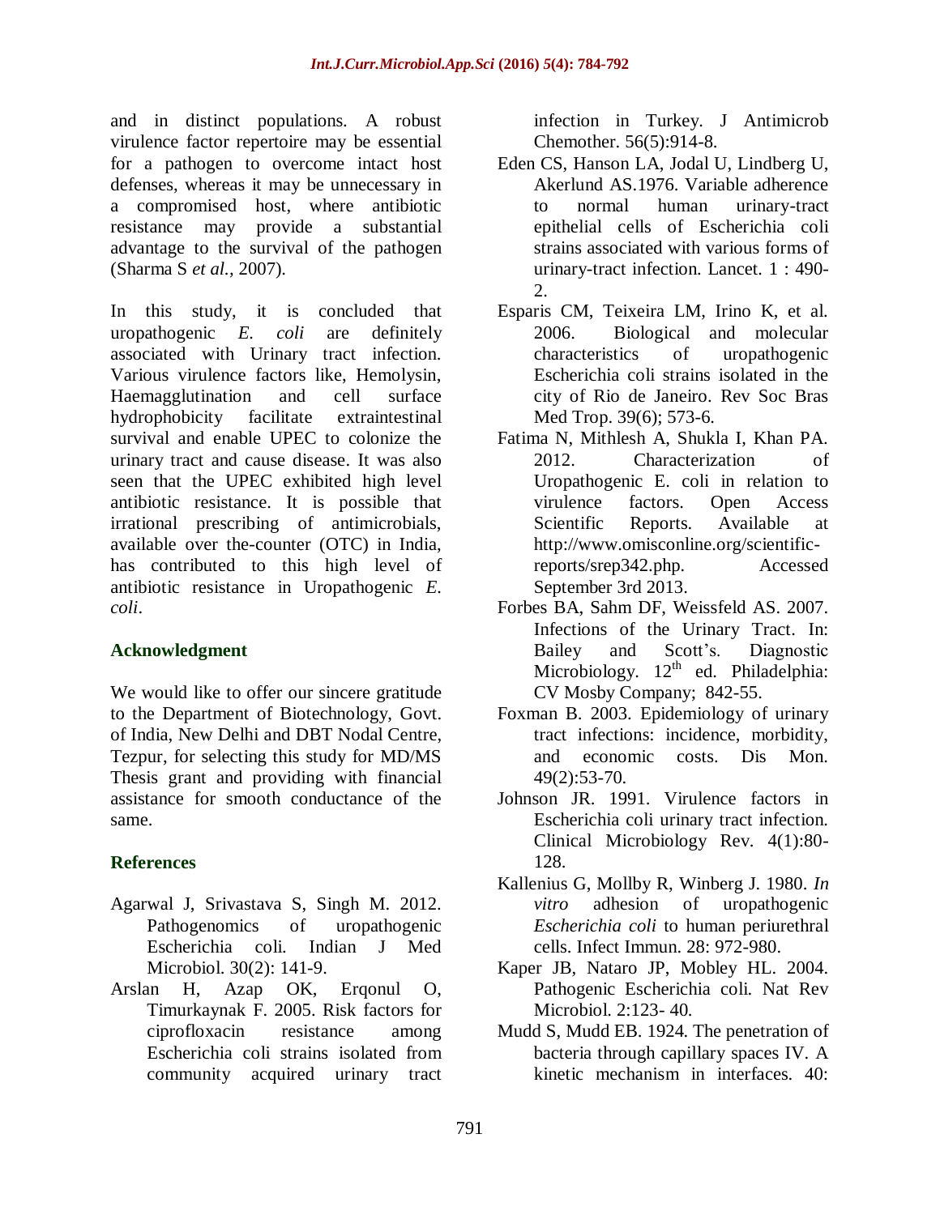and in distinct populations. A robust virulence factor repertoire may be essential for a pathogen to overcome intact host defenses, whereas it may be unnecessary in a compromised host, where antibiotic resistance may provide a substantial advantage to the survival of the pathogen (Sharma S *et al.*, 2007).

In this study, it is concluded that uropathogenic *E. coli* are definitely associated with Urinary tract infection. Various virulence factors like, Hemolysin, Haemagglutination and cell surface hydrophobicity facilitate extraintestinal survival and enable UPEC to colonize the urinary tract and cause disease. It was also seen that the UPEC exhibited high level antibiotic resistance. It is possible that irrational prescribing of antimicrobials, available over the-counter (OTC) in India, has contributed to this high level of antibiotic resistance in Uropathogenic *E. coli*.

## Acknowledgment

We would like to offer our sincere gratitude to the Department of Biotechnology, Govt. of India, New Delhi and DBT Nodal Centre, Tezpur, for selecting this study for MD/MS Thesis grant and providing with financial assistance for smooth conductance of the same.

## References

- Agarwal J, Srivastava S, Singh M. 2012. Pathogenomics of uropathogenic Escherichia coli. Indian J Med Microbiol. 30(2): 141-9.
- Arslan H, Azap OK, Erqonul O, Timurkaynak F. 2005. Risk factors for ciprofloxacin resistance among Escherichia coli strains isolated from community acquired urinary tract infection in Turkey. J Antimicrob Chemother. 56(5):914-8.
- Eden CS, Hanson LA, Jodal U, Lindberg U, Akerlund AS.1976. Variable adherence to normal human urinary-tract epithelial cells of Escherichia coli strains associated with various forms of urinary-tract infection. Lancet. 1 : 490-2.
- Esparis CM, Teixeira LM, Irino K, et al. 2006. Biological and molecular characteristics of uropathogenic Escherichia coli strains isolated in the city of Rio de Janeiro. Rev Soc Bras Med Trop. 39(6); 573-6.
- Fatima N, Mithlesh A, Shukla I, Khan PA. 2012. Characterization of Uropathogenic E. coli in relation to virulence factors. Open Access Scientific Reports. Available at http://www.omisconline.org/scientific-reports/srep342.php. Accessed September 3rd 2013.
- Forbes BA, Sahm DF, Weissfeld AS. 2007. Infections of the Urinary Tract. In: Bailey and Scott's. Diagnostic Microbiology. 12th ed. Philadelphia: CV Mosby Company; 842-55.
- Foxman B. 2003. Epidemiology of urinary tract infections: incidence, morbidity, and economic costs. Dis Mon. 49(2):53-70.
- Johnson JR. 1991. Virulence factors in Escherichia coli urinary tract infection. Clinical Microbiology Rev. 4(1):80-128.
- Kallenius G, Mollby R, Winberg J. 1980. *In vitro* adhesion of uropathogenic *Escherichia coli* to human periurethral cells. Infect Immun. 28: 972-980.
- Kaper JB, Nataro JP, Mobley HL. 2004. Pathogenic Escherichia coli. Nat Rev Microbiol. 2:123- 40.
- Mudd S, Mudd EB. 1924. The penetration of bacteria through capillary spaces IV. A kinetic mechanism in interfaces. 40: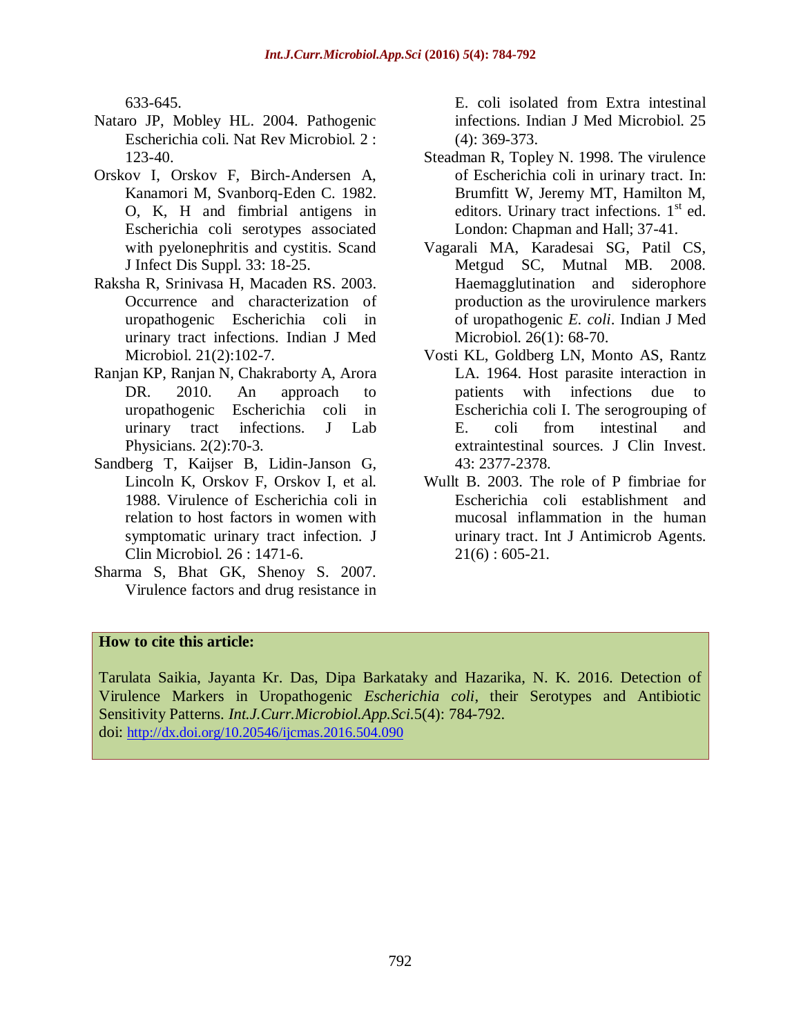633-645.

Nataro JP, Mobley HL. 2004. Pathogenic Escherichia coli. Nat Rev Microbiol. 2 : 123-40.

Orskov I, Orskov F, Birch-Andersen A, Kanamori M, Svanborq-Eden C. 1982. O, K, H and fimbrial antigens in Escherichia coli serotypes associated with pyelonephritis and cystitis. Scand J Infect Dis Suppl. 33: 18-25.

Raksha R, Srinivasa H, Macaden RS. 2003. Occurrence and characterization of uropathogenic Escherichia coli in urinary tract infections. Indian J Med Microbiol. 21(2):102-7.

Ranjan KP, Ranjan N, Chakraborty A, Arora DR. 2010. An approach to uropathogenic Escherichia coli in urinary tract infections. J Lab Physicians. 2(2):70-3.

Sandberg T, Kaijser B, Lidin-Janson G, Lincoln K, Orskov F, Orskov I, et al. 1988. Virulence of Escherichia coli in relation to host factors in women with symptomatic urinary tract infection. J Clin Microbiol. 26 : 1471-6.

Sharma S, Bhat GK, Shenoy S. 2007. Virulence factors and drug resistance in E. coli isolated from Extra intestinal infections. Indian J Med Microbiol. 25 (4): 369-373.

Steadman R, Topley N. 1998. The virulence of Escherichia coli in urinary tract. In: Brumfitt W, Jeremy MT, Hamilton M, editors. Urinary tract infections. 1st ed. London: Chapman and Hall; 37-41.

Vagarali MA, Karadesai SG, Patil CS, Metgud SC, Mutnal MB. 2008. Haemagglutination and siderophore production as the urovirulence markers of uropathogenic *E. coli*. Indian J Med Microbiol. 26(1): 68-70.

Vosti KL, Goldberg LN, Monto AS, Rantz LA. 1964. Host parasite interaction in patients with infections due to Escherichia coli I. The serogrouping of E. coli from intestinal and extraintestinal sources. J Clin Invest. 43: 2377-2378.

Wullt B. 2003. The role of P fimbriae for Escherichia coli establishment and mucosal inflammation in the human urinary tract. Int J Antimicrob Agents. 21(6) : 605-21.

**How to cite this article:**

Tarulata Saikia, Jayanta Kr. Das, Dipa Barkataky and Hazarika, N. K. 2016. Detection of Virulence Markers in Uropathogenic *Escherichia coli*, their Serotypes and Antibiotic Sensitivity Patterns. *Int.J.Curr.Microbiol.App.Sci*.5(4): 784-792.
doi: http://dx.doi.org/10.20546/ijcmas.2016.504.090